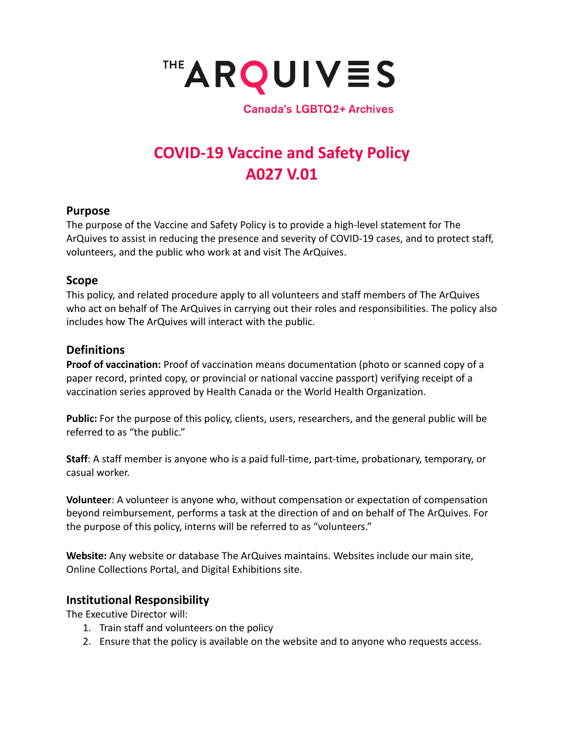# THE ARQUIVES

Canada's LGBTQ2+ Archives

# COVID-19 Vaccine and Safety Policy A027 V.01

## Purpose

The purpose of the Vaccine and Safety Policy is to provide a high-level statement for The ArQuives to assist in reducing the presence and severity of COVID-19 cases, and to protect staff, volunteers, and the public who work at and visit The ArQuives.

## Scope

This policy, and related procedure apply to all volunteers and staff members of The ArQuives who act on behalf of The ArQuives in carrying out their roles and responsibilities. The policy also includes how The ArQuives will interact with the public.

## Definitions

**Proof of vaccination:** Proof of vaccination means documentation (photo or scanned copy of a paper record, printed copy, or provincial or national vaccine passport) verifying receipt of a vaccination series approved by Health Canada or the World Health Organization.

**Public:** For the purpose of this policy, clients, users, researchers, and the general public will be referred to as "the public."

**Staff**: A staff member is anyone who is a paid full-time, part-time, probationary, temporary, or casual worker.

**Volunteer**: A volunteer is anyone who, without compensation or expectation of compensation beyond reimbursement, performs a task at the direction of and on behalf of The ArQuives. For the purpose of this policy, interns will be referred to as "volunteers."

**Website:** Any website or database The ArQuives maintains. Websites include our main site, Online Collections Portal, and Digital Exhibitions site.

## Institutional Responsibility

The Executive Director will:

1. Train staff and volunteers on the policy
2. Ensure that the policy is available on the website and to anyone who requests access.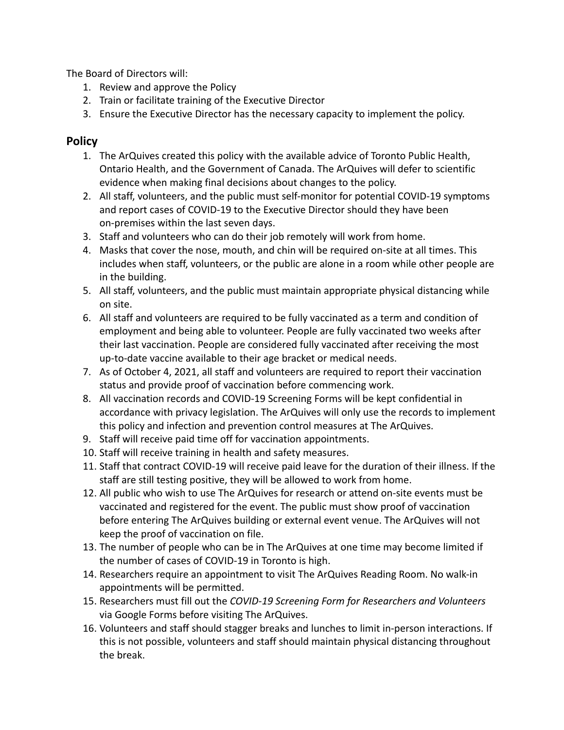The Board of Directors will:

1. Review and approve the Policy
2. Train or facilitate training of the Executive Director
3. Ensure the Executive Director has the necessary capacity to implement the policy.

## Policy

1. The ArQuives created this policy with the available advice of Toronto Public Health, Ontario Health, and the Government of Canada. The ArQuives will defer to scientific evidence when making final decisions about changes to the policy.
2. All staff, volunteers, and the public must self-monitor for potential COVID-19 symptoms and report cases of COVID-19 to the Executive Director should they have been on-premises within the last seven days.
3. Staff and volunteers who can do their job remotely will work from home.
4. Masks that cover the nose, mouth, and chin will be required on-site at all times. This includes when staff, volunteers, or the public are alone in a room while other people are in the building.
5. All staff, volunteers, and the public must maintain appropriate physical distancing while on site.
6. All staff and volunteers are required to be fully vaccinated as a term and condition of employment and being able to volunteer. People are fully vaccinated two weeks after their last vaccination. People are considered fully vaccinated after receiving the most up-to-date vaccine available to their age bracket or medical needs.
7. As of October 4, 2021, all staff and volunteers are required to report their vaccination status and provide proof of vaccination before commencing work.
8. All vaccination records and COVID-19 Screening Forms will be kept confidential in accordance with privacy legislation. The ArQuives will only use the records to implement this policy and infection and prevention control measures at The ArQuives.
9. Staff will receive paid time off for vaccination appointments.
10. Staff will receive training in health and safety measures.
11. Staff that contract COVID-19 will receive paid leave for the duration of their illness. If the staff are still testing positive, they will be allowed to work from home.
12. All public who wish to use The ArQuives for research or attend on-site events must be vaccinated and registered for the event. The public must show proof of vaccination before entering The ArQuives building or external event venue. The ArQuives will not keep the proof of vaccination on file.
13. The number of people who can be in The ArQuives at one time may become limited if the number of cases of COVID-19 in Toronto is high.
14. Researchers require an appointment to visit The ArQuives Reading Room. No walk-in appointments will be permitted.
15. Researchers must fill out the *COVID-19 Screening Form for Researchers and Volunteers* via Google Forms before visiting The ArQuives.
16. Volunteers and staff should stagger breaks and lunches to limit in-person interactions. If this is not possible, volunteers and staff should maintain physical distancing throughout the break.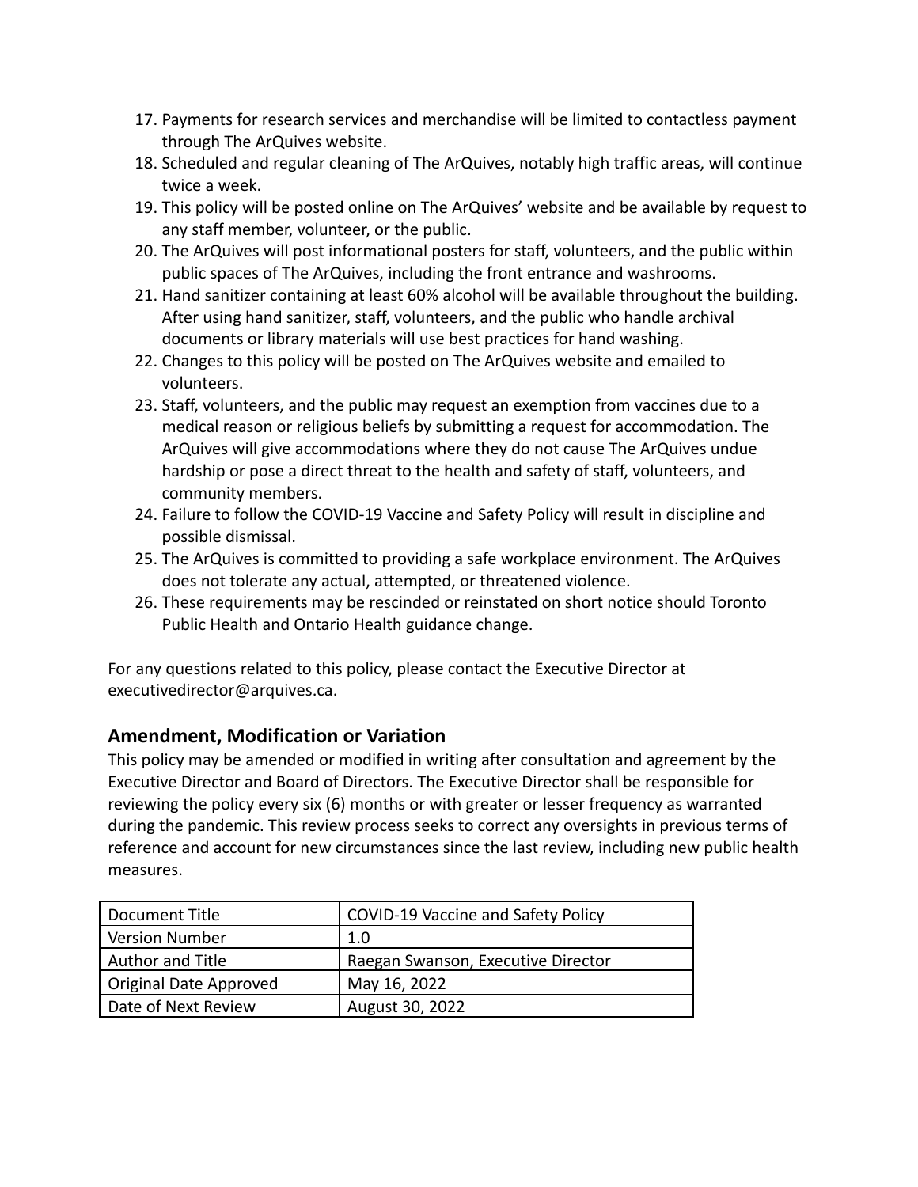17. Payments for research services and merchandise will be limited to contactless payment through The ArQuives website.
18. Scheduled and regular cleaning of The ArQuives, notably high traffic areas, will continue twice a week.
19. This policy will be posted online on The ArQuives' website and be available by request to any staff member, volunteer, or the public.
20. The ArQuives will post informational posters for staff, volunteers, and the public within public spaces of The ArQuives, including the front entrance and washrooms.
21. Hand sanitizer containing at least 60% alcohol will be available throughout the building. After using hand sanitizer, staff, volunteers, and the public who handle archival documents or library materials will use best practices for hand washing.
22. Changes to this policy will be posted on The ArQuives website and emailed to volunteers.
23. Staff, volunteers, and the public may request an exemption from vaccines due to a medical reason or religious beliefs by submitting a request for accommodation. The ArQuives will give accommodations where they do not cause The ArQuives undue hardship or pose a direct threat to the health and safety of staff, volunteers, and community members.
24. Failure to follow the COVID-19 Vaccine and Safety Policy will result in discipline and possible dismissal.
25. The ArQuives is committed to providing a safe workplace environment. The ArQuives does not tolerate any actual, attempted, or threatened violence.
26. These requirements may be rescinded or reinstated on short notice should Toronto Public Health and Ontario Health guidance change.

For any questions related to this policy, please contact the Executive Director at executivedirector@arquives.ca.

## Amendment, Modification or Variation

This policy may be amended or modified in writing after consultation and agreement by the Executive Director and Board of Directors. The Executive Director shall be responsible for reviewing the policy every six (6) months or with greater or lesser frequency as warranted during the pandemic. This review process seeks to correct any oversights in previous terms of reference and account for new circumstances since the last review, including new public health measures.

| | |
|---|---|
| Document Title | COVID-19 Vaccine and Safety Policy |
| Version Number | 1.0 |
| Author and Title | Raegan Swanson, Executive Director |
| Original Date Approved | May 16, 2022 |
| Date of Next Review | August 30, 2022 |